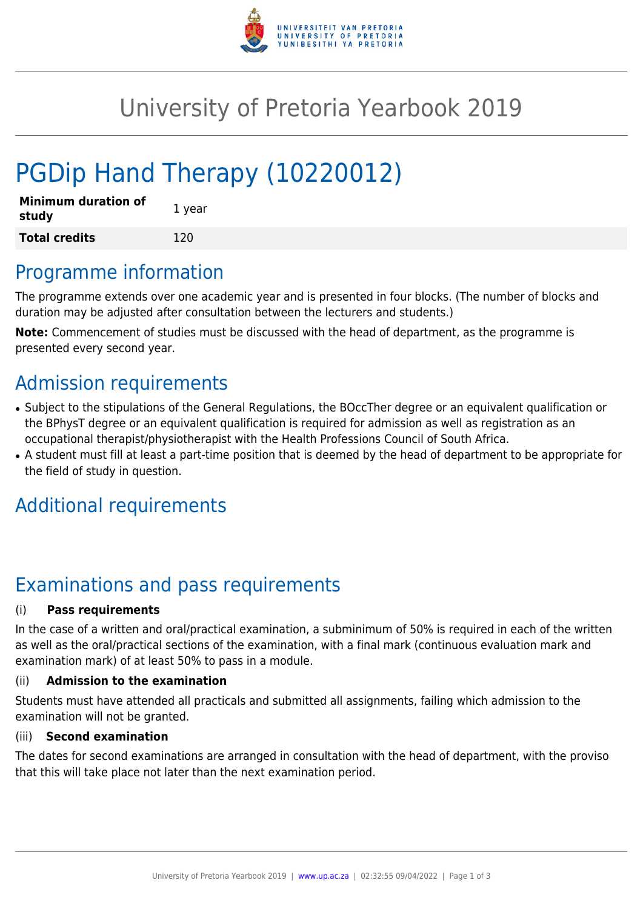# University of Pretoria Yearbook 2019

# PGDip Hand Therapy (10220012)

| **Minimum duration of study** | 1 year |
|---|---|
| **Total credits** | 120 |

## Programme information

The programme extends over one academic year and is presented in four blocks. (The number of blocks and duration may be adjusted after consultation between the lecturers and students.)

**Note:** Commencement of studies must be discussed with the head of department, as the programme is presented every second year.

## Admission requirements

- Subject to the stipulations of the General Regulations, the BOccTher degree or an equivalent qualification or the BPhysT degree or an equivalent qualification is required for admission as well as registration as an occupational therapist/physiotherapist with the Health Professions Council of South Africa.
- A student must fill at least a part-time position that is deemed by the head of department to be appropriate for the field of study in question.

## Additional requirements

## Examinations and pass requirements

(i) **Pass requirements**

In the case of a written and oral/practical examination, a subminimum of 50% is required in each of the written as well as the oral/practical sections of the examination, with a final mark (continuous evaluation mark and examination mark) of at least 50% to pass in a module.

(ii) **Admission to the examination**

Students must have attended all practicals and submitted all assignments, failing which admission to the examination will not be granted.

(iii) **Second examination**

The dates for second examinations are arranged in consultation with the head of department, with the proviso that this will take place not later than the next examination period.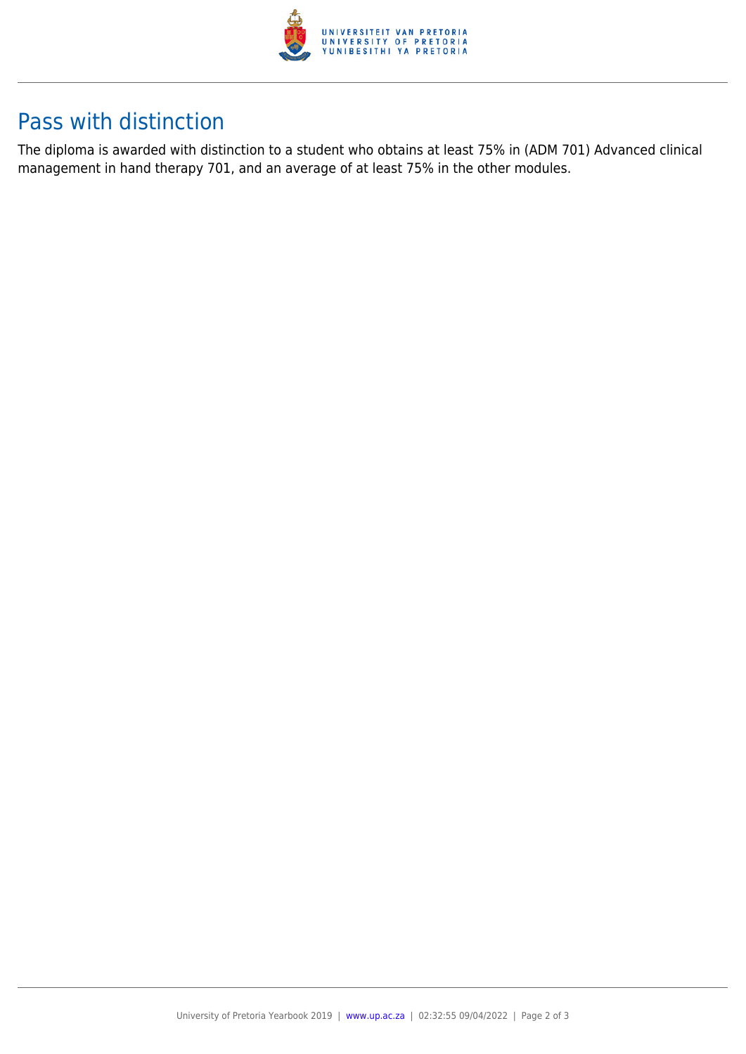## Pass with distinction

The diploma is awarded with distinction to a student who obtains at least 75% in (ADM 701) Advanced clinical management in hand therapy 701, and an average of at least 75% in the other modules.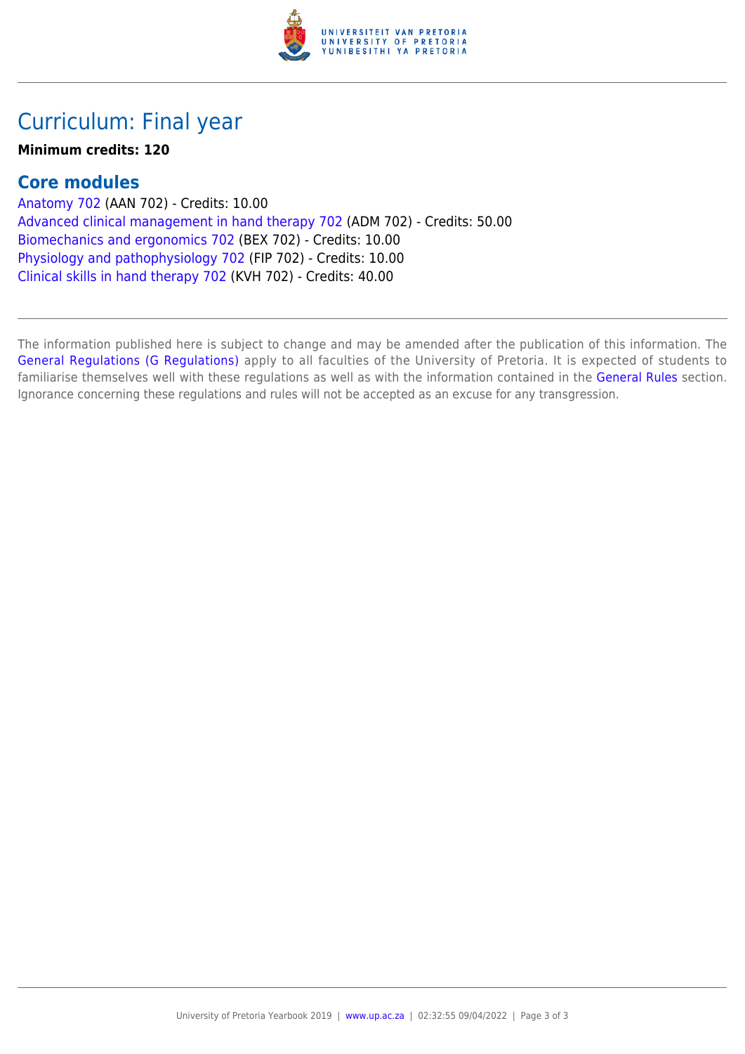# Curriculum: Final year

**Minimum credits: 120**

## Core modules

Anatomy 702 (AAN 702) - Credits: 10.00
Advanced clinical management in hand therapy 702 (ADM 702) - Credits: 50.00
Biomechanics and ergonomics 702 (BEX 702) - Credits: 10.00
Physiology and pathophysiology 702 (FIP 702) - Credits: 10.00
Clinical skills in hand therapy 702 (KVH 702) - Credits: 40.00

---

The information published here is subject to change and may be amended after the publication of this information. The General Regulations (G Regulations) apply to all faculties of the University of Pretoria. It is expected of students to familiarise themselves well with these regulations as well as with the information contained in the General Rules section. Ignorance concerning these regulations and rules will not be accepted as an excuse for any transgression.